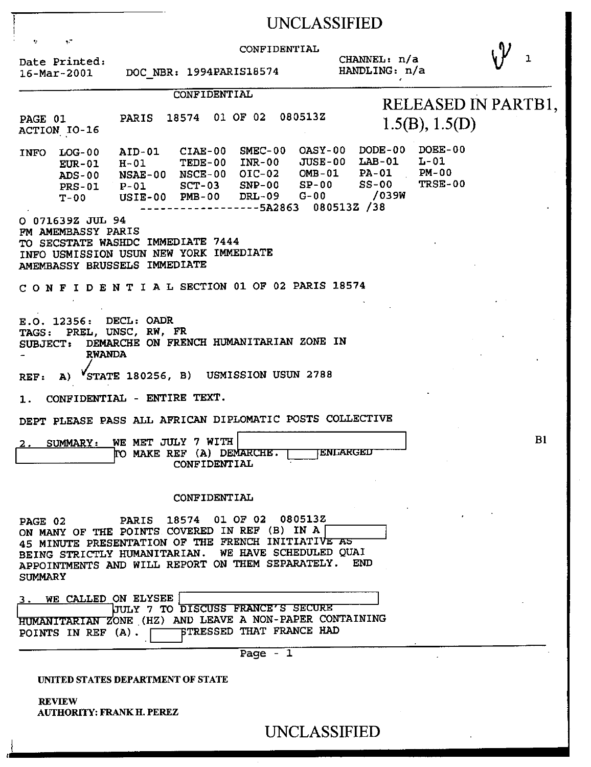UNCLASSIFIED

CONFIDENTIAL

Date Printed: 16-Mar-2001 DOC_NBR: 1994PARIS18574 CHANNEL: n/a HANDLING: n/a

CONFIDENTIAL

RELEASED IN PART B1, 1.5(B), 1.5(D)

PAGE 01 PARIS 18574 01 OF 02 080513Z
ACTION IO-16

```
INFO  LOG-00   AID-01   CIAE-00  SMEC-00  OASY-00  DODE-00  DOEE-00
      EUR-01   H-01     TEDE-00  INR-00   JUSE-00  LAB-01   L-01
      ADS-00   NSAE-00  NSCE-00  OIC-02   OMB-01   PA-01    PM-00
      PRS-01   P-01     SCT-03   SNP-00   SP-00    SS-00    TRSE-00
      T-00     USIE-00  PMB-00   DRL-09   G-00              /039W
                 ------------------5A2863  080513Z /38
```

O 071639Z JUL 94
FM AMEMBASSY PARIS
TO SECSTATE WASHDC IMMEDIATE 7444
INFO USMISSION USUN NEW YORK IMMEDIATE
AMEMBASSY BRUSSELS IMMEDIATE

C O N F I D E N T I A L SECTION 01 OF 02 PARIS 18574

E.O. 12356: DECL: OADR
TAGS: PREL, UNSC, RW, FR
SUBJECT: DEMARCHE ON FRENCH HUMANITARIAN ZONE IN RWANDA

REF: A) STATE 180256, B) USMISSION USUN 2788

1. CONFIDENTIAL - ENTIRE TEXT.

DEPT PLEASE PASS ALL AFRICAN DIPLOMATIC POSTS COLLECTIVE

2. SUMMARY: WE MET JULY 7 WITH [REDACTED] [REDACTED] TO MAKE REF (A) DEMARCHE. [REDACTED] ENLARGED

B1

CONFIDENTIAL

CONFIDENTIAL

PAGE 02 PARIS 18574 01 OF 02 080513Z
ON MANY OF THE POINTS COVERED IN REF (B) IN A [REDACTED] 45 MINUTE PRESENTATION OF THE FRENCH INITIATIVE AS BEING STRICTLY HUMANITARIAN. WE HAVE SCHEDULED QUAI APPOINTMENTS AND WILL REPORT ON THEM SEPARATELY. END SUMMARY

3. WE CALLED ON ELYSEE [REDACTED] [REDACTED] JULY 7 TO DISCUSS FRANCE'S SECURE HUMANITARIAN ZONE (HZ) AND LEAVE A NON-PAPER CONTAINING POINTS IN REF (A). [REDACTED] STRESSED THAT FRANCE HAD

UNITED STATES DEPARTMENT OF STATE
REVIEW AUTHORITY: FRANK H. PEREZ

UNCLASSIFIED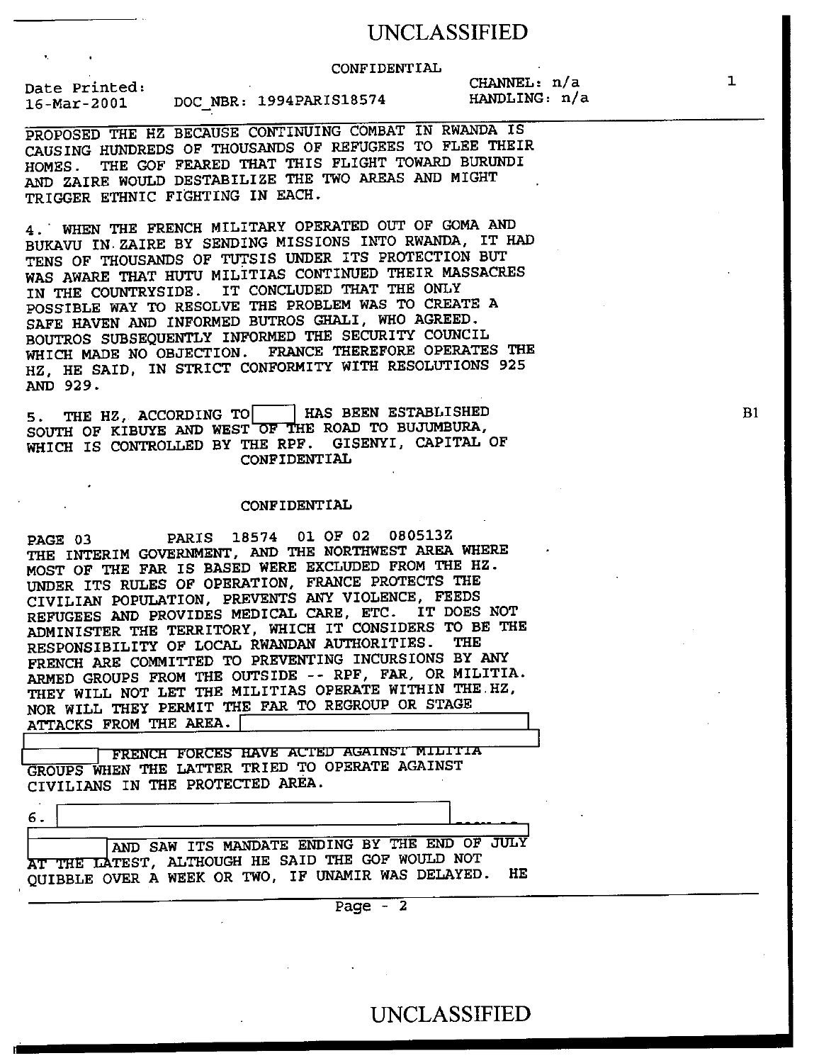CONFIDENTIAL

PROPOSED THE HZ BECAUSE CONTINUING COMBAT IN RWANDA IS CAUSING HUNDREDS OF THOUSANDS OF REFUGEES TO FLEE THEIR HOMES. THE GOF FEARED THAT THIS FLIGHT TOWARD BURUNDI AND ZAIRE WOULD DESTABILIZE THE TWO AREAS AND MIGHT TRIGGER ETHNIC FIGHTING IN EACH.

4. WHEN THE FRENCH MILITARY OPERATED OUT OF GOMA AND BUKAVU IN ZAIRE BY SENDING MISSIONS INTO RWANDA, IT HAD TENS OF THOUSANDS OF TUTSIS UNDER ITS PROTECTION BUT WAS AWARE THAT HUTU MILITIAS CONTINUED THEIR MASSACRES IN THE COUNTRYSIDE. IT CONCLUDED THAT THE ONLY POSSIBLE WAY TO RESOLVE THE PROBLEM WAS TO CREATE A SAFE HAVEN AND INFORMED BUTROS GHALI, WHO AGREED. BOUTROS SUBSEQUENTLY INFORMED THE SECURITY COUNCIL WHICH MADE NO OBJECTION. FRANCE THEREFORE OPERATES THE HZ, HE SAID, IN STRICT CONFORMITY WITH RESOLUTIONS 925 AND 929.

5. THE HZ, ACCORDING TO [ ] HAS BEEN ESTABLISHED SOUTH OF KIBUYE AND WEST OF THE ROAD TO BUJUMBURA, WHICH IS CONTROLLED BY THE RPF. GISENYI, CAPITAL OF

B1

CONFIDENTIAL

CONFIDENTIAL

PAGE 03 PARIS 18574 01 OF 02 080513Z

THE INTERIM GOVERNMENT, AND THE NORTHWEST AREA WHERE MOST OF THE FAR IS BASED WERE EXCLUDED FROM THE HZ. UNDER ITS RULES OF OPERATION, FRANCE PROTECTS THE CIVILIAN POPULATION, PREVENTS ANY VIOLENCE, FEEDS REFUGEES AND PROVIDES MEDICAL CARE, ETC. IT DOES NOT ADMINISTER THE TERRITORY, WHICH IT CONSIDERS TO BE THE RESPONSIBILITY OF LOCAL RWANDAN AUTHORITIES. THE FRENCH ARE COMMITTED TO PREVENTING INCURSIONS BY ANY ARMED GROUPS FROM THE OUTSIDE -- RPF, FAR, OR MILITIA. THEY WILL NOT LET THE MILITIAS OPERATE WITHIN THE HZ, NOR WILL THEY PERMIT THE FAR TO REGROUP OR STAGE ATTACKS FROM THE AREA. [ ] FRENCH FORCES HAVE ACTED AGAINST MILITIA GROUPS WHEN THE LATTER TRIED TO OPERATE AGAINST CIVILIANS IN THE PROTECTED AREA.

6. [ ] AND SAW ITS MANDATE ENDING BY THE END OF JULY AT THE LATEST, ALTHOUGH HE SAID THE GOF WOULD NOT QUIBBLE OVER A WEEK OR TWO, IF UNAMIR WAS DELAYED. HE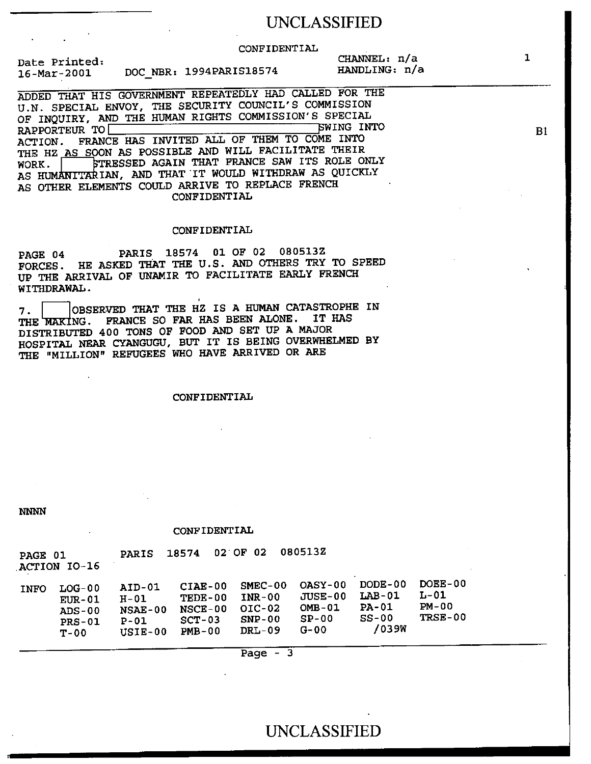CONFIDENTIAL

Date Printed: 16-Mar-2001 DOC_NBR: 1994PARIS18574 CHANNEL: n/a HANDLING: n/a

ADDED THAT HIS GOVERNMENT REPEATEDLY HAD CALLED FOR THE U.N. SPECIAL ENVOY, THE SECURITY COUNCIL'S COMMISSION OF INQUIRY, AND THE HUMAN RIGHTS COMMISSION'S SPECIAL RAPPORTEUR TO [REDACTED] SWING INTO ACTION. FRANCE HAS INVITED ALL OF THEM TO COME INTO THE HZ AS SOON AS POSSIBLE AND WILL FACILITATE THEIR WORK. [REDACTED] STRESSED AGAIN THAT FRANCE SAW ITS ROLE ONLY AS HUMANITARIAN, AND THAT IT WOULD WITHDRAW AS QUICKLY AS OTHER ELEMENTS COULD ARRIVE TO REPLACE FRENCH

B1

CONFIDENTIAL

CONFIDENTIAL

PAGE 04 PARIS 18574 01 OF 02 080513Z

FORCES. HE ASKED THAT THE U.S. AND OTHERS TRY TO SPEED UP THE ARRIVAL OF UNAMIR TO FACILITATE EARLY FRENCH WITHDRAWAL.

7. [REDACTED] OBSERVED THAT THE HZ IS A HUMAN CATASTROPHE IN THE MAKING. FRANCE SO FAR HAS BEEN ALONE. IT HAS DISTRIBUTED 400 TONS OF FOOD AND SET UP A MAJOR HOSPITAL NEAR CYANGUGU, BUT IT IS BEING OVERWHELMED BY THE "MILLION" REFUGEES WHO HAVE ARRIVED OR ARE

CONFIDENTIAL

NNNN

CONFIDENTIAL

PAGE 01 PARIS 18574 02 OF 02 080513Z

ACTION IO-16

| INFO | LOG-00 | AID-01 | CIAE-00 | SMEC-00 | OASY-00 | DODE-00 | DOEE-00 |
|---|---|---|---|---|---|---|---|
| | EUR-01 | H-01 | TEDE-00 | INR-00 | JUSE-00 | LAB-01 | L-01 |
| | ADS-00 | NSAE-00 | NSCE-00 | OIC-02 | OMB-01 | PA-01 | PM-00 |
| | PRS-01 | P-01 | SCT-03 | SNP-00 | SP-00 | SS-00 | TRSE-00 |
| | T-00 | USIE-00 | PMB-00 | DRL-09 | G-00 | /039W | |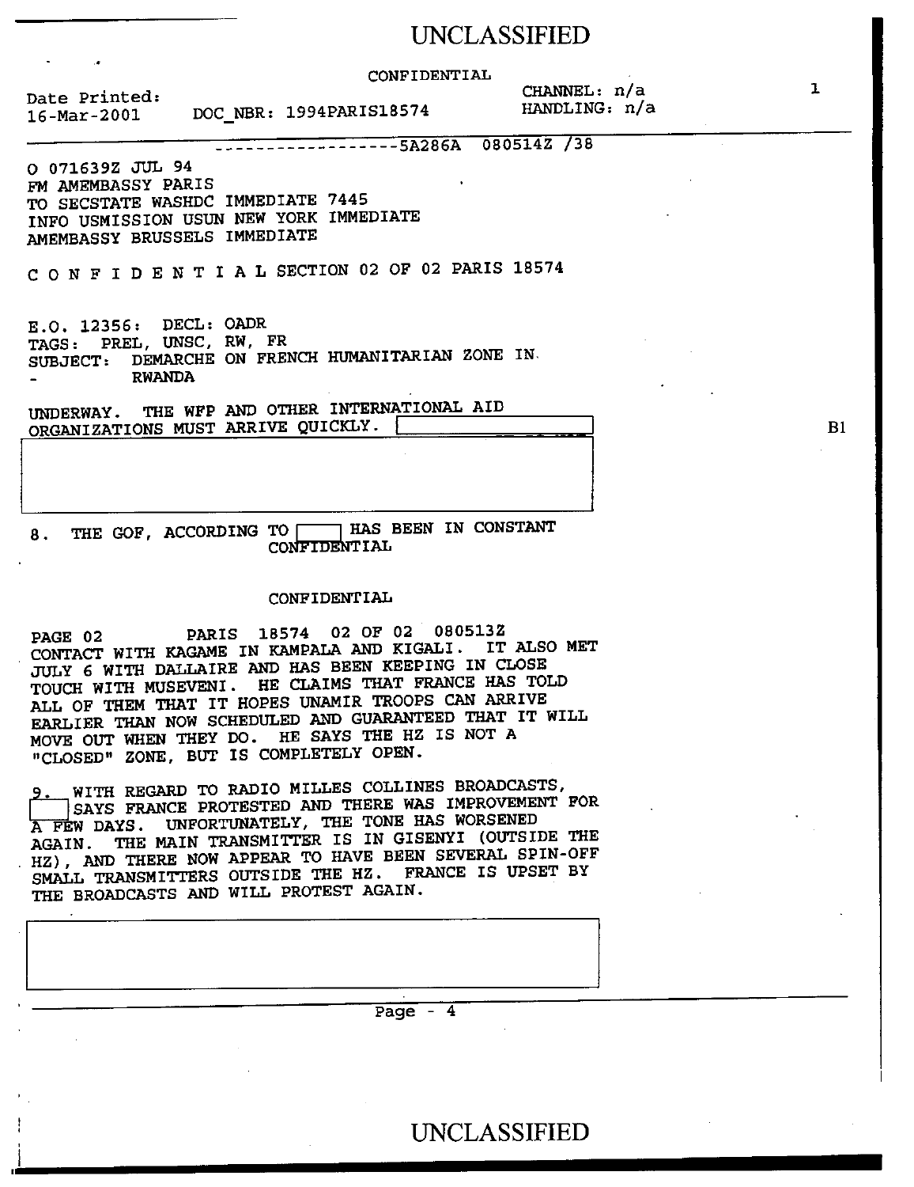CONFIDENTIAL

Date Printed: 16-Mar-2001 DOC_NBR: 1994PARIS18574 CHANNEL: n/a HANDLING: n/a

------------------5A286A 080514Z /38

O 071639Z JUL 94
FM AMEMBASSY PARIS
TO SECSTATE WASHDC IMMEDIATE 7445
INFO USMISSION USUN NEW YORK IMMEDIATE
AMEMBASSY BRUSSELS IMMEDIATE

C O N F I D E N T I A L SECTION 02 OF 02 PARIS 18574

E.O. 12356: DECL: OADR
TAGS: PREL, UNSC, RW, FR
SUBJECT: DEMARCHE ON FRENCH HUMANITARIAN ZONE IN RWANDA

UNDERWAY. THE WFP AND OTHER INTERNATIONAL AID ORGANIZATIONS MUST ARRIVE QUICKLY. [REDACTED] B1

[REDACTED]

8. THE GOF, ACCORDING TO [REDACTED] HAS BEEN IN CONSTANT

CONFIDENTIAL

CONFIDENTIAL

PAGE 02 PARIS 18574 02 OF 02 080513Z

CONTACT WITH KAGAME IN KAMPALA AND KIGALI. IT ALSO MET JULY 6 WITH DALLAIRE AND HAS BEEN KEEPING IN CLOSE TOUCH WITH MUSEVENI. HE CLAIMS THAT FRANCE HAS TOLD ALL OF THEM THAT IT HOPES UNAMIR TROOPS CAN ARRIVE EARLIER THAN NOW SCHEDULED AND GUARANTEED THAT IT WILL MOVE OUT WHEN THEY DO. HE SAYS THE HZ IS NOT A "CLOSED" ZONE, BUT IS COMPLETELY OPEN.

9. WITH REGARD TO RADIO MILLES COLLINES BROADCASTS, [REDACTED] SAYS FRANCE PROTESTED AND THERE WAS IMPROVEMENT FOR A FEW DAYS. UNFORTUNATELY, THE TONE HAS WORSENED AGAIN. THE MAIN TRANSMITTER IS IN GISENYI (OUTSIDE THE HZ), AND THERE NOW APPEAR TO HAVE BEEN SEVERAL SPIN-OFF SMALL TRANSMITTERS OUTSIDE THE HZ. FRANCE IS UPSET BY THE BROADCASTS AND WILL PROTEST AGAIN.

[REDACTED]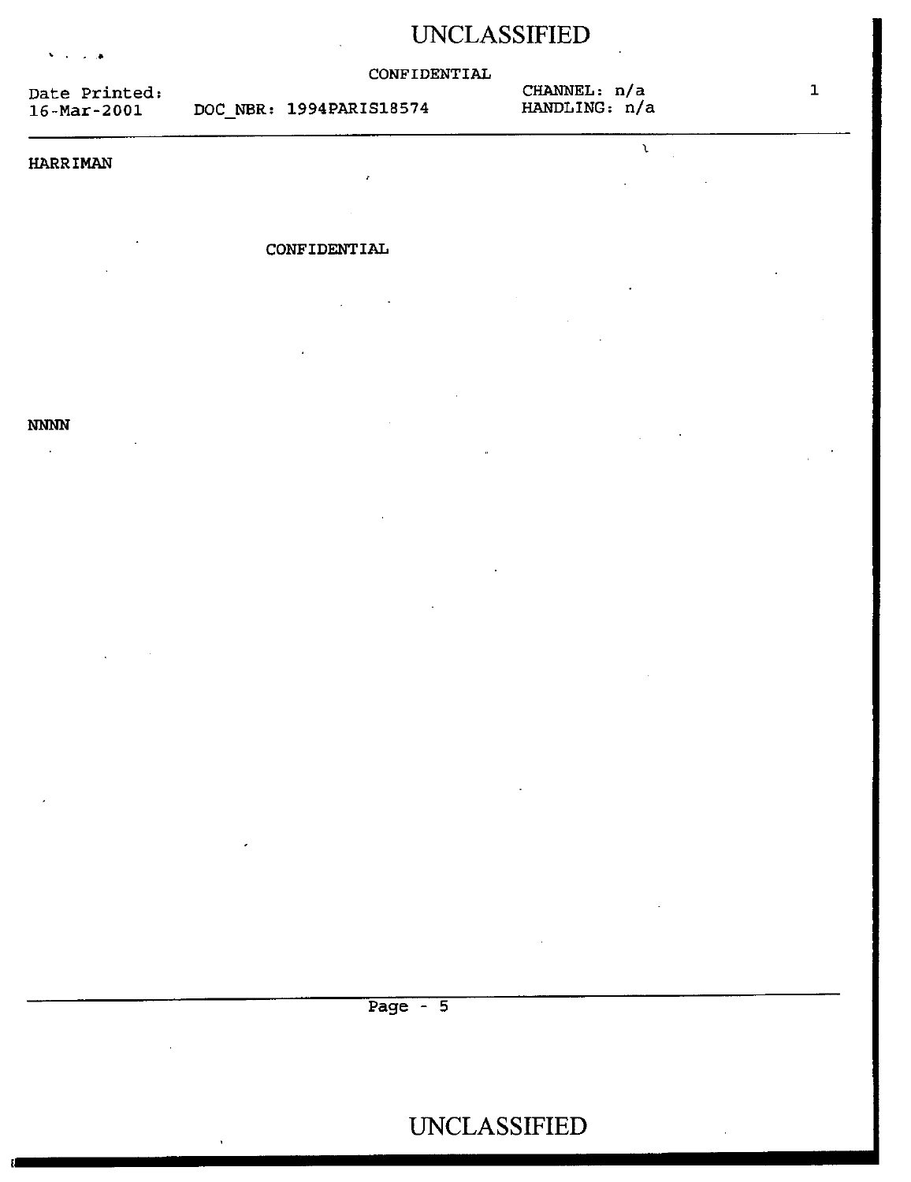HARRIMAN

CONFIDENTIAL

NNNN